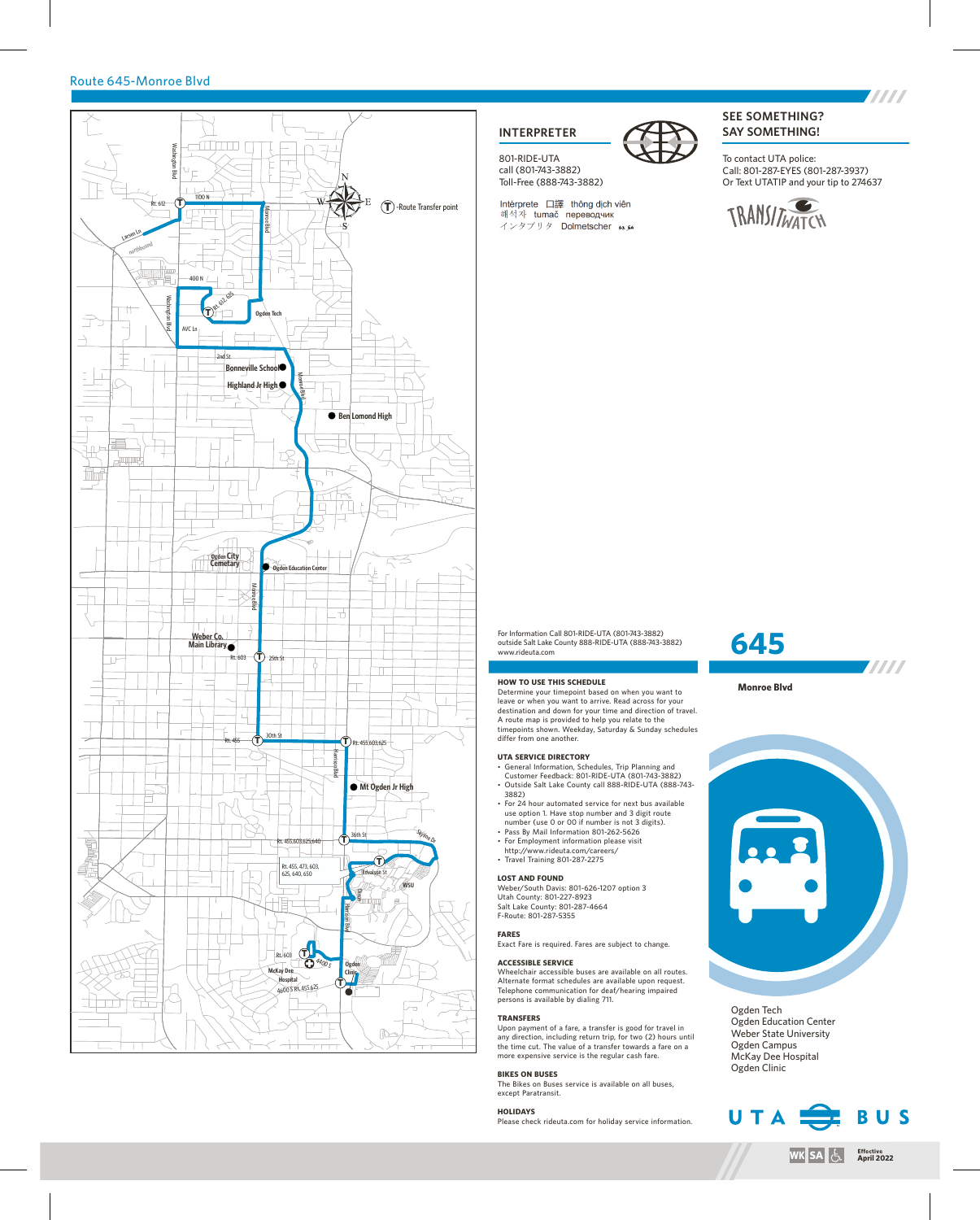# Route 645-Monroe Blvd

Route Transfer point

Washington Blvd
1100 N
Rt. 612
Larsen Ln
northbound
Monroe Blvd
400 N
Rt. 612, 625
Ogden Tech
AVC Ln
2nd St
Bonneville School
Highland Jr High
Monroe Blvd
Ben Lomond High
Ogden City Cemetery
Ogden Education Center
Monroe Blvd
Weber Co. Main Library
Rt. 603
25th St
30th St
Rt. 455
Rt. 455,603,625
Harrison Blvd
Mt Ogden Jr High
36th St
Skyline Dr
Rt. 455,603,625,640
Rt. 455, 473, 603, 625, 640, 650
Edvalson St
WSU
Dixon
Harrison Blvd
Rt. 603
4400 S
McKay Dee Hospital
4600 S Rt. 455,625
Ogden Clinic

## INTERPRETER

801-RIDE-UTA
call (801-743-3882)
Toll-Free (888-743-3882)

Intérprete 口譯 thông dịch viên
해석자 tumač переводчик
インタプリタ Dolmetscher

## SEE SOMETHING? SAY SOMETHING!

To contact UTA police:
Call: 801-287-EYES (801-287-3937)
Or Text UTATIP and your tip to 274637

TRANSITWATCH

For Information Call 801-RIDE-UTA (801-743-3882)
outside Salt Lake County 888-RIDE-UTA (888-743-3882)
www.rideuta.com

### HOW TO USE THIS SCHEDULE

Determine your timepoint based on when you want to leave or when you want to arrive. Read across for your destination and down for your time and direction of travel. A route map is provided to help you relate to the timepoints shown. Weekday, Saturday & Sunday schedules differ from one another.

### UTA SERVICE DIRECTORY

- General Information, Schedules, Trip Planning and Customer Feedback: 801-RIDE-UTA (801-743-3882)
- Outside Salt Lake County call 888-RIDE-UTA (888-743-3882)
- For 24 hour automated service for next bus available use option 1. Have stop number and 3 digit route number (use 0 or 00 if number is not 3 digits).
- Pass By Mail Information 801-262-5626
- For Employment information please visit http://www.rideuta.com/careers/
- Travel Training 801-287-2275

### LOST AND FOUND

Weber/South Davis: 801-626-1207 option 3
Utah County: 801-227-8923
Salt Lake County: 801-287-4664
F-Route: 801-287-5355

### FARES

Exact Fare is required. Fares are subject to change.

### ACCESSIBLE SERVICE

Wheelchair accessible buses are available on all routes. Alternate format schedules are available upon request. Telephone communication for deaf/hearing impaired persons is available by dialing 711.

### TRANSFERS

Upon payment of a fare, a transfer is good for travel in any direction, including return trip, for two (2) hours until the time cut. The value of a transfer towards a fare on a more expensive service is the regular cash fare.

### BIKES ON BUSES

The Bikes on Buses service is available on all buses, except Paratransit.

### HOLIDAYS

Please check rideuta.com for holiday service information.

# 645

**Monroe Blvd**

Ogden Tech
Ogden Education Center
Weber State University
Ogden Campus
McKay Dee Hospital
Ogden Clinic

UTA BUS

WK SA

Effective April 2022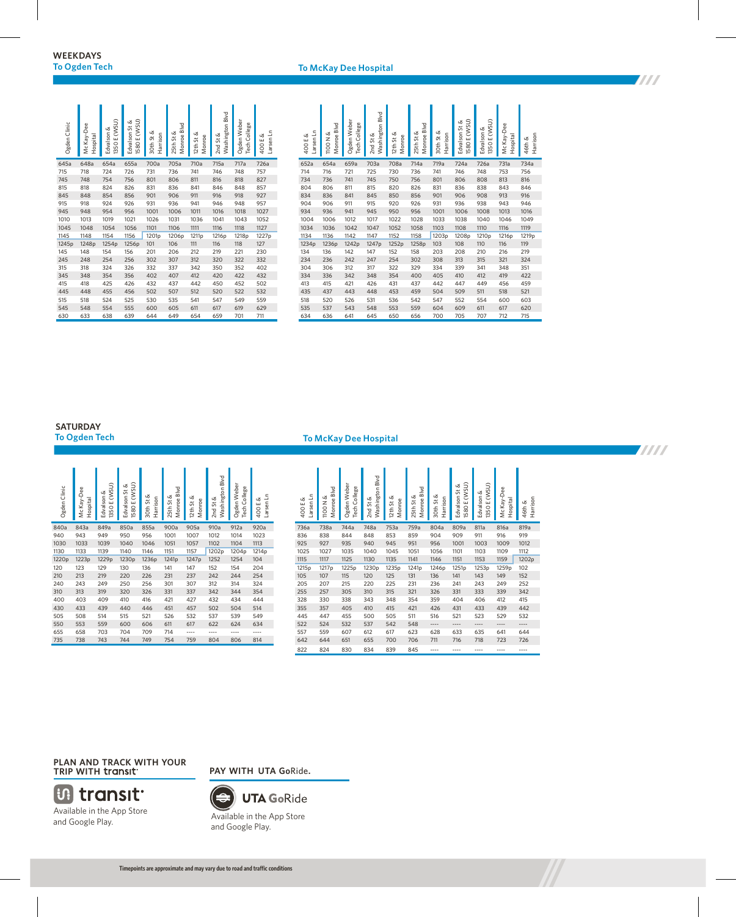## WEEKDAYS

### To Ogden Tech

| Ogden Clinic | McKay-Dee Hospital | Edvalson & 1350 E (WSU) | Edvalson St & 1580 E (WSU) | 30th St & Harrison | 25th St & Monroe Blvd | 12th St & Monroe | 2nd St & Washington Blvd | Ogden Weber Tech College | 400 E & Larsen Ln |
|---|---|---|---|---|---|---|---|---|---|
| 645a | 648a | 654a | 655a | 700a | 705a | 710a | 715a | 717a | 726a |
| 715 | 718 | 724 | 726 | 731 | 736 | 741 | 746 | 748 | 757 |
| 745 | 748 | 754 | 756 | 801 | 806 | 811 | 816 | 818 | 827 |
| 815 | 818 | 824 | 826 | 831 | 836 | 841 | 846 | 848 | 857 |
| 845 | 848 | 854 | 856 | 901 | 906 | 911 | 916 | 918 | 927 |
| 915 | 918 | 924 | 926 | 931 | 936 | 941 | 946 | 948 | 957 |
| 945 | 948 | 954 | 956 | 1001 | 1006 | 1011 | 1016 | 1018 | 1027 |
| 1010 | 1013 | 1019 | 1021 | 1026 | 1031 | 1036 | 1041 | 1043 | 1052 |
| 1045 | 1048 | 1054 | 1056 | 1101 | 1106 | 1111 | 1116 | 1118 | 1127 |
| 1145 | 1148 | 1154 | 1156 | 1201p | 1206p | 1211p | 1216p | 1218p | 1227p |
| 1245p | 1248p | 1254p | 1256p | 101 | 106 | 111 | 116 | 118 | 127 |
| 145 | 148 | 154 | 156 | 201 | 206 | 212 | 219 | 221 | 230 |
| 245 | 248 | 254 | 256 | 302 | 307 | 312 | 320 | 322 | 332 |
| 315 | 318 | 324 | 326 | 332 | 337 | 342 | 350 | 352 | 402 |
| 345 | 348 | 354 | 356 | 402 | 407 | 412 | 420 | 422 | 432 |
| 415 | 418 | 425 | 426 | 432 | 437 | 442 | 450 | 452 | 502 |
| 445 | 448 | 455 | 456 | 502 | 507 | 512 | 520 | 522 | 532 |
| 515 | 518 | 524 | 525 | 530 | 535 | 541 | 547 | 549 | 559 |
| 545 | 548 | 554 | 555 | 600 | 605 | 611 | 617 | 619 | 629 |
| 630 | 633 | 638 | 639 | 644 | 649 | 654 | 659 | 701 | 711 |

### To McKay Dee Hospital

| 400 E & Larsen Ln | 1100 N & Monroe Blvd | Ogden Weber Tech College | 2nd St & Washington Blvd | 12th St & Monroe | 25th St & Monroe Blvd | 30th St & Harrison | Edvalson St & 1580 E (WSU) | Edvalson & 1350 E (WSU) | McKay-Dee Hospital | 46th & Harrison |
|---|---|---|---|---|---|---|---|---|---|---|
| 652a | 654a | 659a | 703a | 708a | 714a | 719a | 724a | 726a | 731a | 734a |
| 714 | 716 | 721 | 725 | 730 | 736 | 741 | 746 | 748 | 753 | 756 |
| 734 | 736 | 741 | 745 | 750 | 756 | 801 | 806 | 808 | 813 | 816 |
| 804 | 806 | 811 | 815 | 820 | 826 | 831 | 836 | 838 | 843 | 846 |
| 834 | 836 | 841 | 845 | 850 | 856 | 901 | 906 | 908 | 913 | 916 |
| 904 | 906 | 911 | 915 | 920 | 926 | 931 | 936 | 938 | 943 | 946 |
| 934 | 936 | 941 | 945 | 950 | 956 | 1001 | 1006 | 1008 | 1013 | 1016 |
| 1004 | 1006 | 1012 | 1017 | 1022 | 1028 | 1033 | 1038 | 1040 | 1046 | 1049 |
| 1034 | 1036 | 1042 | 1047 | 1052 | 1058 | 1103 | 1108 | 1110 | 1116 | 1119 |
| 1134 | 1136 | 1142 | 1147 | 1152 | 1158 | 1203p | 1208p | 1210p | 1216p | 1219p |
| 1234p | 1236p | 1242p | 1247p | 1252p | 1258p | 103 | 108 | 110 | 116 | 119 |
| 134 | 136 | 142 | 147 | 152 | 158 | 203 | 208 | 210 | 216 | 219 |
| 234 | 236 | 242 | 247 | 254 | 302 | 308 | 313 | 315 | 321 | 324 |
| 304 | 306 | 312 | 317 | 322 | 329 | 334 | 339 | 341 | 348 | 351 |
| 334 | 336 | 342 | 348 | 354 | 400 | 405 | 410 | 412 | 419 | 422 |
| 413 | 415 | 421 | 426 | 431 | 437 | 442 | 447 | 449 | 456 | 459 |
| 435 | 437 | 443 | 448 | 453 | 459 | 504 | 509 | 511 | 518 | 521 |
| 518 | 520 | 526 | 531 | 536 | 542 | 547 | 552 | 554 | 600 | 603 |
| 535 | 537 | 543 | 548 | 553 | 559 | 604 | 609 | 611 | 617 | 620 |
| 634 | 636 | 641 | 645 | 650 | 656 | 700 | 705 | 707 | 712 | 715 |

## SATURDAY

### To Ogden Tech

| Ogden Clinic | McKay-Dee Hospital | Edvalson & 1350 E (WSU) | Edvalson St & 1580 E (WSU) | 30th St & Harrison | 25th St & Monroe Blvd | 12th St & Monroe | 2nd St & Washington Blvd | Ogden Weber Tech College | 400 E & Larsen Ln |
|---|---|---|---|---|---|---|---|---|---|
| 840a | 843a | 849a | 850a | 855a | 900a | 905a | 910a | 912a | 920a |
| 940 | 943 | 949 | 950 | 956 | 1001 | 1007 | 1012 | 1014 | 1023 |
| 1030 | 1033 | 1039 | 1040 | 1046 | 1051 | 1057 | 1102 | 1104 | 1113 |
| 1130 | 1133 | 1139 | 1140 | 1146 | 1151 | 1157 | 1202p | 1204p | 1214p |
| 1220p | 1223p | 1229p | 1230p | 1236p | 1241p | 1247p | 1252 | 1254 | 104 |
| 120 | 123 | 129 | 130 | 136 | 141 | 147 | 152 | 154 | 204 |
| 210 | 213 | 219 | 220 | 226 | 231 | 237 | 242 | 244 | 254 |
| 240 | 243 | 249 | 250 | 256 | 301 | 307 | 312 | 314 | 324 |
| 310 | 313 | 319 | 320 | 326 | 331 | 337 | 342 | 344 | 354 |
| 400 | 403 | 409 | 410 | 416 | 421 | 427 | 432 | 434 | 444 |
| 430 | 433 | 439 | 440 | 446 | 451 | 457 | 502 | 504 | 514 |
| 505 | 508 | 514 | 515 | 521 | 526 | 532 | 537 | 539 | 549 |
| 550 | 553 | 559 | 600 | 606 | 611 | 617 | 622 | 624 | 634 |
| 655 | 658 | 703 | 704 | 709 | 714 | ---- | ---- | ---- | ---- |
| 735 | 738 | 743 | 744 | 749 | 754 | 759 | 804 | 806 | 814 |

### To McKay Dee Hospital

| 400 E & Larsen Ln | 1100 N & Monroe Blvd | Ogden Weber Tech College | 2nd St & Washington Blvd | 12th St & Monroe | 25th St & Monroe Blvd | 30th St & Harrison | Edvalson St & 1580 E (WSU) | Edvalson & 1350 E (WSU) | McKay-Dee Hospital | 46th & Harrison |
|---|---|---|---|---|---|---|---|---|---|---|
| 736a | 738a | 744a | 748a | 753a | 759a | 804a | 809a | 811a | 816a | 819a |
| 836 | 838 | 844 | 848 | 853 | 859 | 904 | 909 | 911 | 916 | 919 |
| 925 | 927 | 935 | 940 | 945 | 951 | 956 | 1001 | 1003 | 1009 | 1012 |
| 1025 | 1027 | 1035 | 1040 | 1045 | 1051 | 1056 | 1101 | 1103 | 1109 | 1112 |
| 1115 | 1117 | 1125 | 1130 | 1135 | 1141 | 1146 | 1151 | 1153 | 1159 | 1202p |
| 1215p | 1217p | 1225p | 1230p | 1235p | 1241p | 1246p | 1251p | 1253p | 1259p | 102 |
| 105 | 107 | 115 | 120 | 125 | 131 | 136 | 141 | 143 | 149 | 152 |
| 205 | 207 | 215 | 220 | 225 | 231 | 236 | 241 | 243 | 249 | 252 |
| 255 | 257 | 305 | 310 | 315 | 321 | 326 | 331 | 333 | 339 | 342 |
| 328 | 330 | 338 | 343 | 348 | 354 | 359 | 404 | 406 | 412 | 415 |
| 355 | 357 | 405 | 410 | 415 | 421 | 426 | 431 | 433 | 439 | 442 |
| 445 | 447 | 455 | 500 | 505 | 511 | 516 | 521 | 523 | 529 | 532 |
| 522 | 524 | 532 | 537 | 542 | 548 | ---- | ---- | ---- | ---- | ---- |
| 557 | 559 | 607 | 612 | 617 | 623 | 628 | 633 | 635 | 641 | 644 |
| 642 | 644 | 651 | 655 | 700 | 706 | 711 | 716 | 718 | 723 | 726 |
| 822 | 824 | 830 | 834 | 839 | 845 | ---- | ---- | ---- | ---- | ---- |

**PLAN AND TRACK WITH YOUR TRIP WITH transit**

transit

Available in the App Store and Google Play.

**PAY WITH UTA GoRide.**

UTA GoRide

Available in the App Store and Google Play.

**Timepoints are approximate and may vary due to road and traffic conditions**